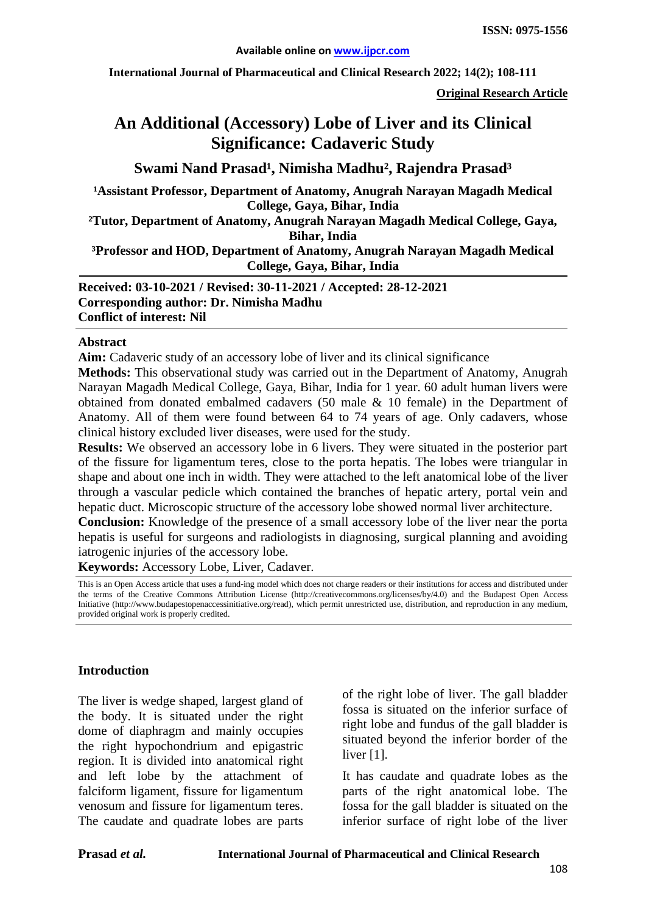**ISSN: 0975-1556**

**Available online on www.ijpcr.com**

**International Journal of Pharmaceutical and Clinical Research 2022; 14(2); 108-111**

**Original Research Article**

# An Additional (Accessory) Lobe of Liver and its Clinical Significance: Cadaveric Study

**Swami Nand Prasad[1], Nimisha Madhu[2], Rajendra Prasad[3]**

**[1]Assistant Professor, Department of Anatomy, Anugrah Narayan Magadh Medical College, Gaya, Bihar, India**

**[2]Tutor, Department of Anatomy, Anugrah Narayan Magadh Medical College, Gaya, Bihar, India**

**[3]Professor and HOD, Department of Anatomy, Anugrah Narayan Magadh Medical College, Gaya, Bihar, India**

**Received: 03-10-2021 / Revised: 30-11-2021 / Accepted: 28-12-2021**
**Corresponding author: Dr. Nimisha Madhu**
**Conflict of interest: Nil**

## Abstract

**Aim:** Cadaveric study of an accessory lobe of liver and its clinical significance

**Methods:** This observational study was carried out in the Department of Anatomy, Anugrah Narayan Magadh Medical College, Gaya, Bihar, India for 1 year. 60 adult human livers were obtained from donated embalmed cadavers (50 male & 10 female) in the Department of Anatomy. All of them were found between 64 to 74 years of age. Only cadavers, whose clinical history excluded liver diseases, were used for the study.

**Results:** We observed an accessory lobe in 6 livers. They were situated in the posterior part of the fissure for ligamentum teres, close to the porta hepatis. The lobes were triangular in shape and about one inch in width. They were attached to the left anatomical lobe of the liver through a vascular pedicle which contained the branches of hepatic artery, portal vein and hepatic duct. Microscopic structure of the accessory lobe showed normal liver architecture.

**Conclusion:** Knowledge of the presence of a small accessory lobe of the liver near the porta hepatis is useful for surgeons and radiologists in diagnosing, surgical planning and avoiding iatrogenic injuries of the accessory lobe.

**Keywords:** Accessory Lobe, Liver, Cadaver.

This is an Open Access article that uses a fund-ing model which does not charge readers or their institutions for access and distributed under the terms of the Creative Commons Attribution License (http://creativecommons.org/licenses/by/4.0) and the Budapest Open Access Initiative (http://www.budapestopenaccessinitiative.org/read), which permit unrestricted use, distribution, and reproduction in any medium, provided original work is properly credited.

## Introduction

The liver is wedge shaped, largest gland of the body. It is situated under the right dome of diaphragm and mainly occupies the right hypochondrium and epigastric region. It is divided into anatomical right and left lobe by the attachment of falciform ligament, fissure for ligamentum venosum and fissure for ligamentum teres. The caudate and quadrate lobes are parts of the right lobe of liver. The gall bladder fossa is situated on the inferior surface of right lobe and fundus of the gall bladder is situated beyond the inferior border of the liver [1].

It has caudate and quadrate lobes as the parts of the right anatomical lobe. The fossa for the gall bladder is situated on the inferior surface of right lobe of the liver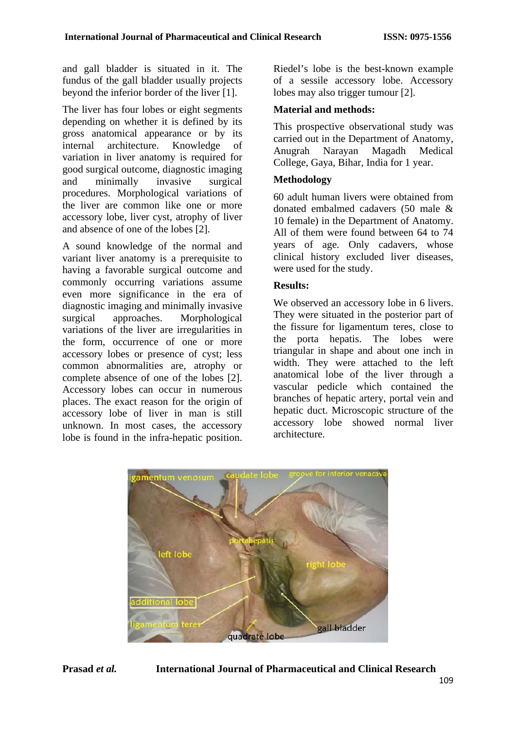and gall bladder is situated in it. The fundus of the gall bladder usually projects beyond the inferior border of the liver [1].

The liver has four lobes or eight segments depending on whether it is defined by its gross anatomical appearance or by its internal architecture. Knowledge of variation in liver anatomy is required for good surgical outcome, diagnostic imaging and minimally invasive surgical procedures. Morphological variations of the liver are common like one or more accessory lobe, liver cyst, atrophy of liver and absence of one of the lobes [2].

A sound knowledge of the normal and variant liver anatomy is a prerequisite to having a favorable surgical outcome and commonly occurring variations assume even more significance in the era of diagnostic imaging and minimally invasive surgical approaches. Morphological variations of the liver are irregularities in the form, occurrence of one or more accessory lobes or presence of cyst; less common abnormalities are, atrophy or complete absence of one of the lobes [2]. Accessory lobes can occur in numerous places. The exact reason for the origin of accessory lobe of liver in man is still unknown. In most cases, the accessory lobe is found in the infra-hepatic position. Riedel's lobe is the best-known example of a sessile accessory lobe. Accessory lobes may also trigger tumour [2].

**Material and methods:**

This prospective observational study was carried out in the Department of Anatomy, Anugrah Narayan Magadh Medical College, Gaya, Bihar, India for 1 year.

**Methodology**

60 adult human livers were obtained from donated embalmed cadavers (50 male & 10 female) in the Department of Anatomy. All of them were found between 64 to 74 years of age. Only cadavers, whose clinical history excluded liver diseases, were used for the study.

**Results:**

We observed an accessory lobe in 6 livers. They were situated in the posterior part of the fissure for ligamentum teres, close to the porta hepatis. The lobes were triangular in shape and about one inch in width. They were attached to the left anatomical lobe of the liver through a vascular pedicle which contained the branches of hepatic artery, portal vein and hepatic duct. Microscopic structure of the accessory lobe showed normal liver architecture.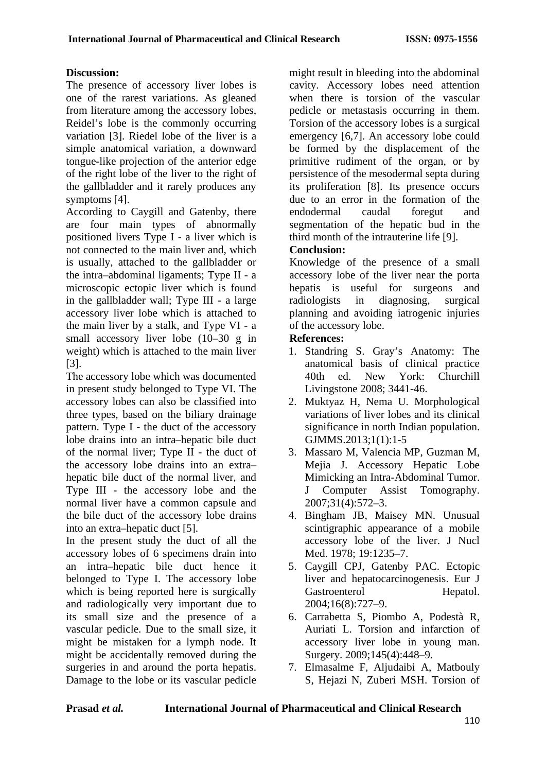## Discussion:

The presence of accessory liver lobes is one of the rarest variations. As gleaned from literature among the accessory lobes, Reidel's lobe is the commonly occurring variation [3]. Riedel lobe of the liver is a simple anatomical variation, a downward tongue-like projection of the anterior edge of the right lobe of the liver to the right of the gallbladder and it rarely produces any symptoms [4].

According to Caygill and Gatenby, there are four main types of abnormally positioned livers Type I - a liver which is not connected to the main liver and, which is usually, attached to the gallbladder or the intra–abdominal ligaments; Type II - a microscopic ectopic liver which is found in the gallbladder wall; Type III - a large accessory liver lobe which is attached to the main liver by a stalk, and Type VI - a small accessory liver lobe (10–30 g in weight) which is attached to the main liver [3].

The accessory lobe which was documented in present study belonged to Type VI. The accessory lobes can also be classified into three types, based on the biliary drainage pattern. Type I - the duct of the accessory lobe drains into an intra–hepatic bile duct of the normal liver; Type II - the duct of the accessory lobe drains into an extra–hepatic bile duct of the normal liver, and Type III - the accessory lobe and the normal liver have a common capsule and the bile duct of the accessory lobe drains into an extra–hepatic duct [5].

In the present study the duct of all the accessory lobes of 6 specimens drain into an intra–hepatic bile duct hence it belonged to Type I. The accessory lobe which is being reported here is surgically and radiologically very important due to its small size and the presence of a vascular pedicle. Due to the small size, it might be mistaken for a lymph node. It might be accidentally removed during the surgeries in and around the porta hepatis. Damage to the lobe or its vascular pedicle might result in bleeding into the abdominal cavity. Accessory lobes need attention when there is torsion of the vascular pedicle or metastasis occurring in them. Torsion of the accessory lobes is a surgical emergency [6,7]. An accessory lobe could be formed by the displacement of the primitive rudiment of the organ, or by persistence of the mesodermal septa during its proliferation [8]. Its presence occurs due to an error in the formation of the endodermal caudal foregut and segmentation of the hepatic bud in the third month of the intrauterine life [9].

## Conclusion:

Knowledge of the presence of a small accessory lobe of the liver near the porta hepatis is useful for surgeons and radiologists in diagnosing, surgical planning and avoiding iatrogenic injuries of the accessory lobe.

## References:

1. Standring S. Gray's Anatomy: The anatomical basis of clinical practice 40th ed. New York: Churchill Livingstone 2008; 3441-46.
2. Muktyaz H, Nema U. Morphological variations of liver lobes and its clinical significance in north Indian population. GJMMS.2013;1(1):1-5
3. Massaro M, Valencia MP, Guzman M, Mejia J. Accessory Hepatic Lobe Mimicking an Intra-Abdominal Tumor. J Computer Assist Tomography. 2007;31(4):572–3.
4. Bingham JB, Maisey MN. Unusual scintigraphic appearance of a mobile accessory lobe of the liver. J Nucl Med. 1978; 19:1235–7.
5. Caygill CPJ, Gatenby PAC. Ectopic liver and hepatocarcinogenesis. Eur J Gastroenterol Hepatol. 2004;16(8):727–9.
6. Carrabetta S, Piombo A, Podestà R, Auriati L. Torsion and infarction of accessory liver lobe in young man. Surgery. 2009;145(4):448–9.
7. Elmasalme F, Aljudaibi A, Matbouly S, Hejazi N, Zuberi MSH. Torsion of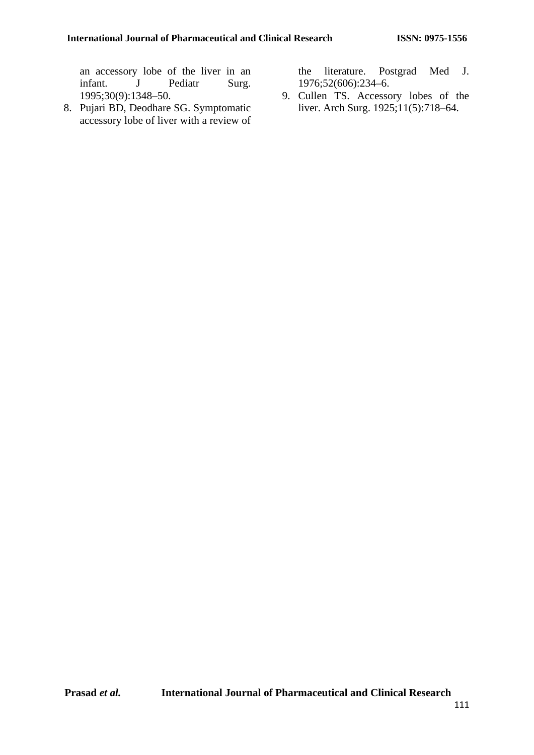an accessory lobe of the liver in an infant. J Pediatr Surg. 1995;30(9):1348–50.

8. Pujari BD, Deodhare SG. Symptomatic accessory lobe of liver with a review of the literature. Postgrad Med J. 1976;52(606):234–6.
9. Cullen TS. Accessory lobes of the liver. Arch Surg. 1925;11(5):718–64.